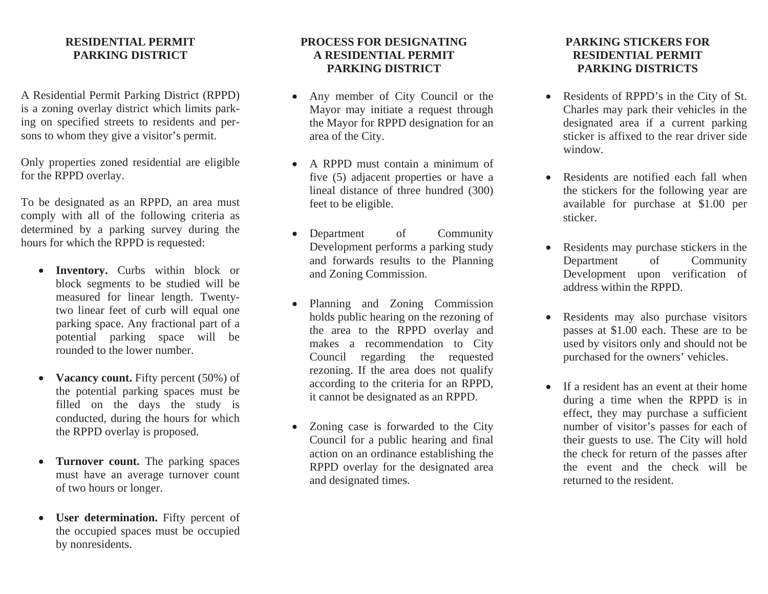## RESIDENTIAL PERMIT PARKING DISTRICT

A Residential Permit Parking District (RPPD) is a zoning overlay district which limits parking on specified streets to residents and persons to whom they give a visitor's permit.

Only properties zoned residential are eligible for the RPPD overlay.

To be designated as an RPPD, an area must comply with all of the following criteria as determined by a parking survey during the hours for which the RPPD is requested:

- **Inventory.** Curbs within block or block segments to be studied will be measured for linear length. Twenty-two linear feet of curb will equal one parking space. Any fractional part of a potential parking space will be rounded to the lower number.
- **Vacancy count.** Fifty percent (50%) of the potential parking spaces must be filled on the days the study is conducted, during the hours for which the RPPD overlay is proposed.
- **Turnover count.** The parking spaces must have an average turnover count of two hours or longer.
- **User determination.** Fifty percent of the occupied spaces must be occupied by nonresidents.

## PROCESS FOR DESIGNATING A RESIDENTIAL PERMIT PARKING DISTRICT

- Any member of City Council or the Mayor may initiate a request through the Mayor for RPPD designation for an area of the City.
- A RPPD must contain a minimum of five (5) adjacent properties or have a lineal distance of three hundred (300) feet to be eligible.
- Department of Community Development performs a parking study and forwards results to the Planning and Zoning Commission.
- Planning and Zoning Commission holds public hearing on the rezoning of the area to the RPPD overlay and makes a recommendation to City Council regarding the requested rezoning. If the area does not qualify according to the criteria for an RPPD, it cannot be designated as an RPPD.
- Zoning case is forwarded to the City Council for a public hearing and final action on an ordinance establishing the RPPD overlay for the designated area and designated times.

## PARKING STICKERS FOR RESIDENTIAL PERMIT PARKING DISTRICTS

- Residents of RPPD's in the City of St. Charles may park their vehicles in the designated area if a current parking sticker is affixed to the rear driver side window.
- Residents are notified each fall when the stickers for the following year are available for purchase at $1.00 per sticker.
- Residents may purchase stickers in the Department of Community Development upon verification of address within the RPPD.
- Residents may also purchase visitors passes at $1.00 each. These are to be used by visitors only and should not be purchased for the owners' vehicles.
- If a resident has an event at their home during a time when the RPPD is in effect, they may purchase a sufficient number of visitor's passes for each of their guests to use. The City will hold the check for return of the passes after the event and the check will be returned to the resident.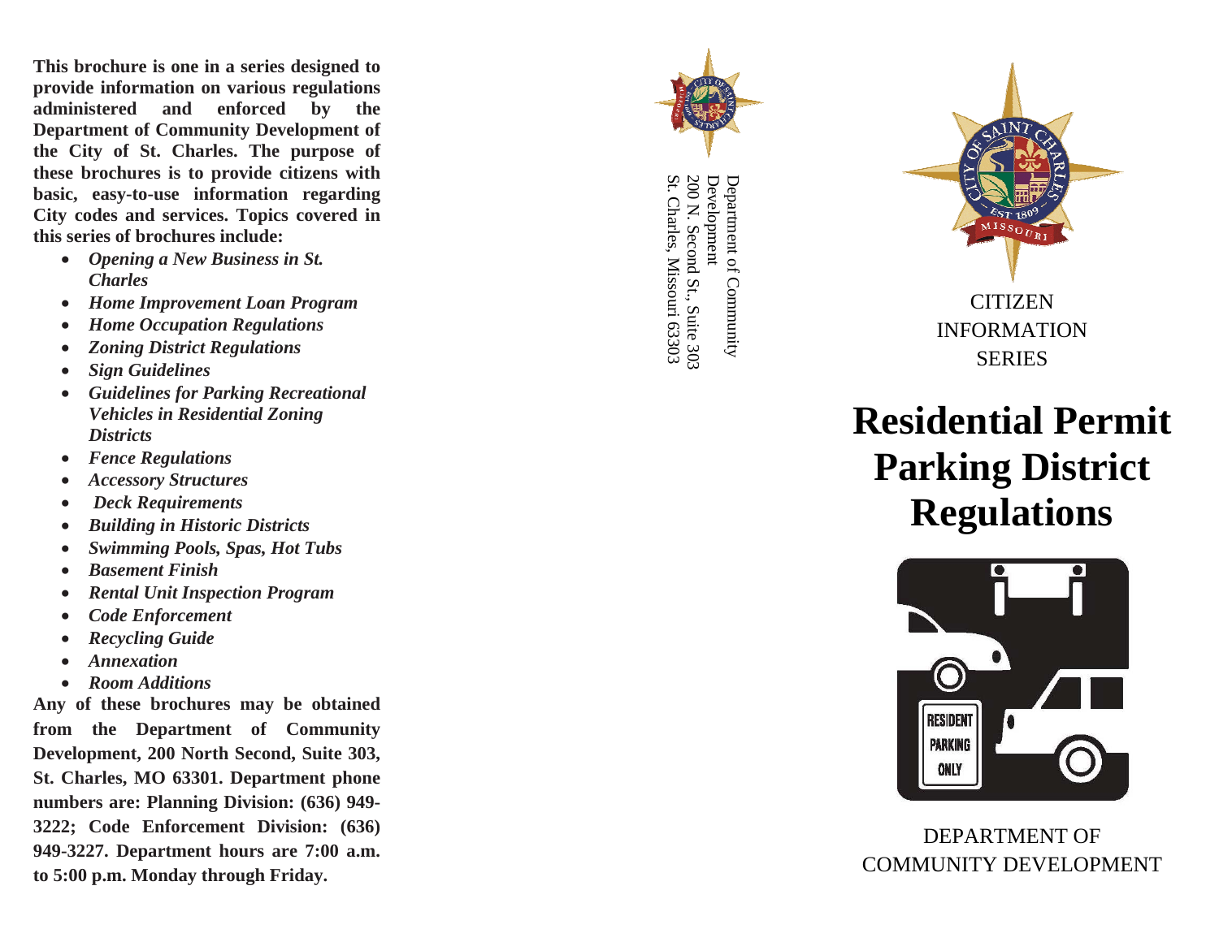This brochure is one in a series designed to provide information on various regulations administered and enforced by the Department of Community Development of the City of St. Charles. The purpose of these brochures is to provide citizens with basic, easy-to-use information regarding City codes and services. Topics covered in this series of brochures include:

- *Opening a New Business in St. Charles*
- *Home Improvement Loan Program*
- *Home Occupation Regulations*
- *Zoning District Regulations*
- *Sign Guidelines*
- *Guidelines for Parking Recreational Vehicles in Residential Zoning Districts*
- *Fence Regulations*
- *Accessory Structures*
- *Deck Requirements*
- *Building in Historic Districts*
- *Swimming Pools, Spas, Hot Tubs*
- *Basement Finish*
- *Rental Unit Inspection Program*
- *Code Enforcement*
- *Recycling Guide*
- *Annexation*
- *Room Additions*

**Any of these brochures may be obtained from the Department of Community Development, 200 North Second, Suite 303, St. Charles, MO 63301. Department phone numbers are: Planning Division: (636) 949-3222; Code Enforcement Division: (636) 949-3227. Department hours are 7:00 a.m. to 5:00 p.m. Monday through Friday.**

Department of Community Development
200 N. Second St., Suite 303
St. Charles, Missouri 63303

CITY OF SAINT CHARLES
EST 1809
MISSOURI

CITIZEN INFORMATION SERIES

# Residential Permit Parking District Regulations

RESIDENT PARKING ONLY

DEPARTMENT OF COMMUNITY DEVELOPMENT